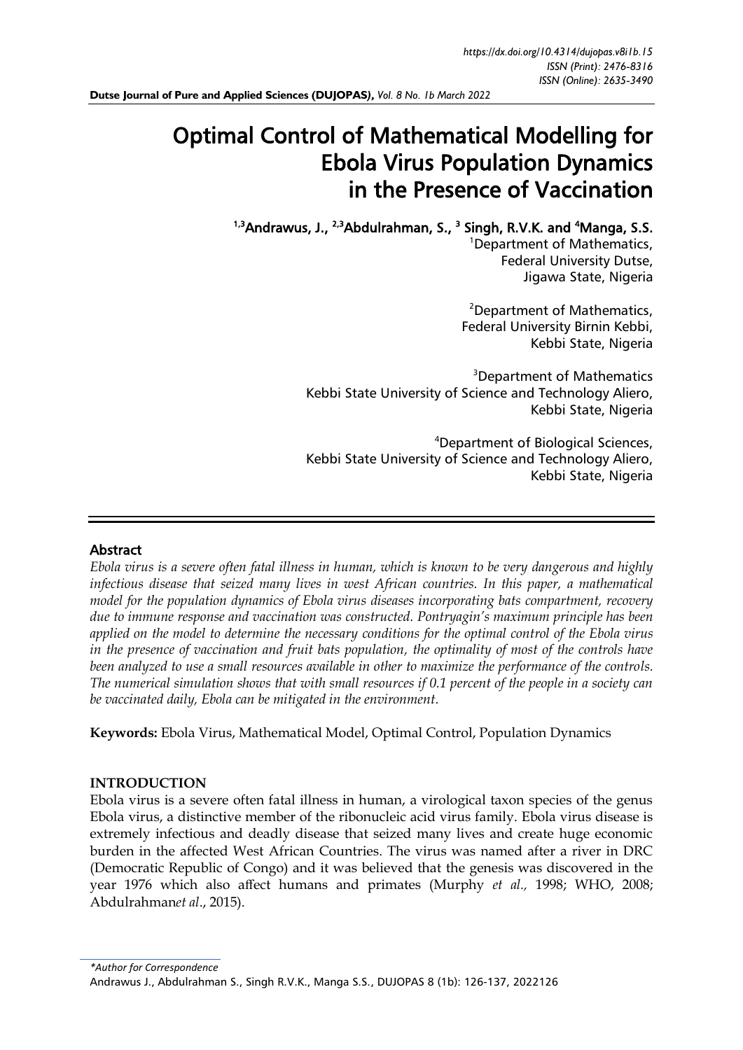# Optimal Control of Mathematical Modelling for Ebola Virus Population Dynamics in the Presence of Vaccination

**[1,3]Andrawus, J., [2,3]Abdulrahman, S., [3] Singh, R.V.K. and [4]Manga, S.S.**

[1]Department of Mathematics, Federal University Dutse, Jigawa State, Nigeria

[2]Department of Mathematics, Federal University Birnin Kebbi, Kebbi State, Nigeria

[3]Department of Mathematics Kebbi State University of Science and Technology Aliero, Kebbi State, Nigeria

[4]Department of Biological Sciences, Kebbi State University of Science and Technology Aliero, Kebbi State, Nigeria

## Abstract

*Ebola virus is a severe often fatal illness in human, which is known to be very dangerous and highly infectious disease that seized many lives in west African countries. In this paper, a mathematical model for the population dynamics of Ebola virus diseases incorporating bats compartment, recovery due to immune response and vaccination was constructed. Pontryagin's maximum principle has been applied on the model to determine the necessary conditions for the optimal control of the Ebola virus in the presence of vaccination and fruit bats population, the optimality of most of the controls have been analyzed to use a small resources available in other to maximize the performance of the controls. The numerical simulation shows that with small resources if 0.1 percent of the people in a society can be vaccinated daily, Ebola can be mitigated in the environment.*

**Keywords:** Ebola Virus, Mathematical Model, Optimal Control, Population Dynamics

## INTRODUCTION

Ebola virus is a severe often fatal illness in human, a virological taxon species of the genus Ebola virus, a distinctive member of the ribonucleic acid virus family. Ebola virus disease is extremely infectious and deadly disease that seized many lives and create huge economic burden in the affected West African Countries. The virus was named after a river in DRC (Democratic Republic of Congo) and it was believed that the genesis was discovered in the year 1976 which also affect humans and primates (Murphy *et al.,* 1998; WHO, 2008; Abdulrahman*et al*., 2015).

*\*Author for Correspondence*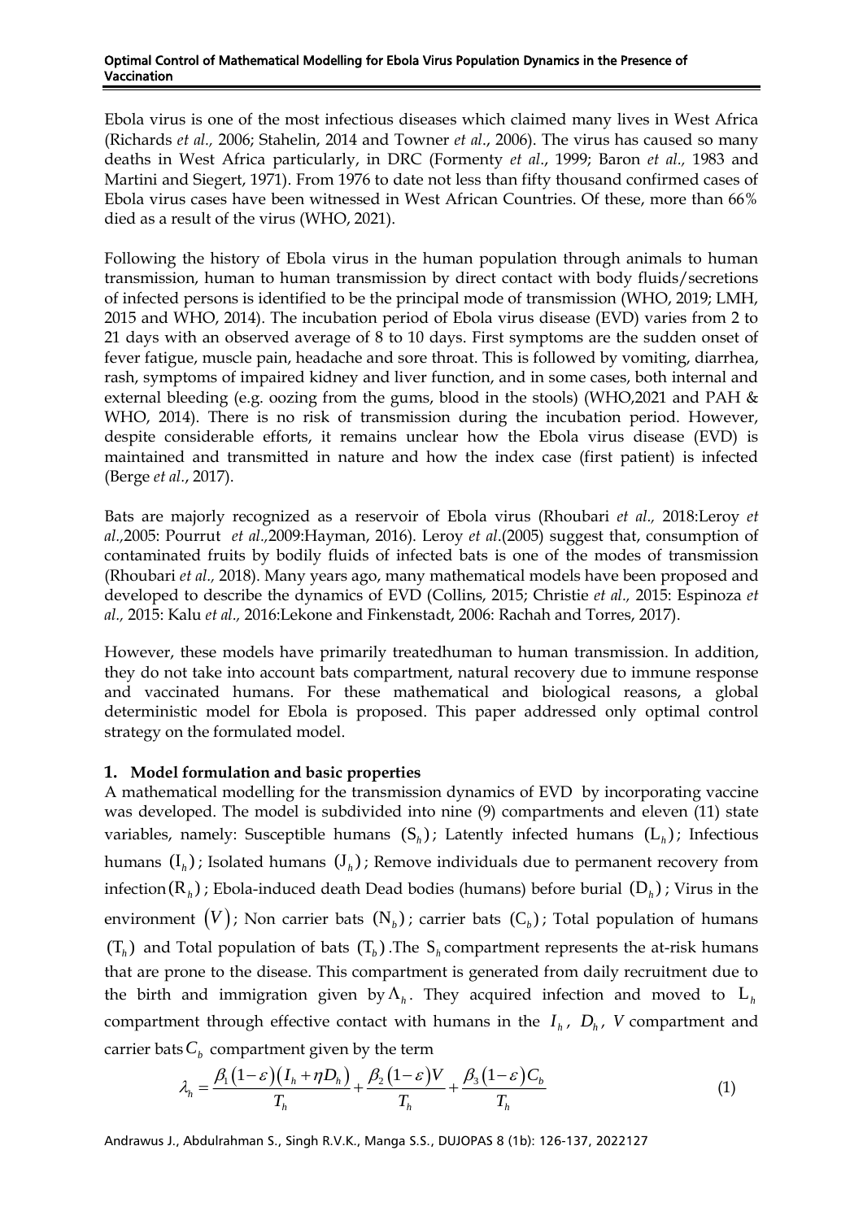Ebola virus is one of the most infectious diseases which claimed many lives in West Africa (Richards *et al.,* 2006; Stahelin, 2014 and Towner *et al*., 2006). The virus has caused so many deaths in West Africa particularly, in DRC (Formenty *et al*., 1999; Baron *et al.,* 1983 and Martini and Siegert, 1971). From 1976 to date not less than fifty thousand confirmed cases of Ebola virus cases have been witnessed in West African Countries. Of these, more than 66% died as a result of the virus (WHO, 2021).

Following the history of Ebola virus in the human population through animals to human transmission, human to human transmission by direct contact with body fluids/secretions of infected persons is identified to be the principal mode of transmission (WHO, 2019; LMH, 2015 and WHO, 2014). The incubation period of Ebola virus disease (EVD) varies from 2 to 21 days with an observed average of 8 to 10 days. First symptoms are the sudden onset of fever fatigue, muscle pain, headache and sore throat. This is followed by vomiting, diarrhea, rash, symptoms of impaired kidney and liver function, and in some cases, both internal and external bleeding (e.g. oozing from the gums, blood in the stools) (WHO,2021 and PAH & WHO, 2014). There is no risk of transmission during the incubation period. However, despite considerable efforts, it remains unclear how the Ebola virus disease (EVD) is maintained and transmitted in nature and how the index case (first patient) is infected (Berge *et al.*, 2017).

Bats are majorly recognized as a reservoir of Ebola virus (Rhoubari *et al.,* 2018:Leroy *et al.,*2005: Pourrut *et al.,*2009:Hayman, 2016). Leroy *et al*.(2005) suggest that, consumption of contaminated fruits by bodily fluids of infected bats is one of the modes of transmission (Rhoubari *et al.,* 2018). Many years ago, many mathematical models have been proposed and developed to describe the dynamics of EVD (Collins, 2015; Christie *et al.,* 2015: Espinoza *et al.,* 2015: Kalu *et al.,* 2016:Lekone and Finkenstadt, 2006: Rachah and Torres, 2017).

However, these models have primarily treatedhuman to human transmission. In addition, they do not take into account bats compartment, natural recovery due to immune response and vaccinated humans. For these mathematical and biological reasons, a global deterministic model for Ebola is proposed. This paper addressed only optimal control strategy on the formulated model.

## 1. Model formulation and basic properties

A mathematical modelling for the transmission dynamics of EVD by incorporating vaccine was developed. The model is subdivided into nine (9) compartments and eleven (11) state variables, namely: Susceptible humans $(S_h)$; Latently infected humans $(L_h)$; Infectious humans $(I_h)$; Isolated humans $(J_h)$; Remove individuals due to permanent recovery from infection $(R_h)$; Ebola-induced death Dead bodies (humans) before burial $(D_h)$; Virus in the environment $(V)$; Non carrier bats $(N_b)$; carrier bats $(C_b)$; Total population of humans $(T_h)$ and Total population of bats $(T_b)$.The $S_h$ compartment represents the at-risk humans that are prone to the disease. This compartment is generated from daily recruitment due to the birth and immigration given by $\Lambda_h$. They acquired infection and moved to $L_h$ compartment through effective contact with humans in the $I_h$, $D_h$, $V$ compartment and carrier bats $C_b$ compartment given by the term

$$\lambda_h = \frac{\beta_1(1-\varepsilon)(I_h+\eta D_h)}{T_h} + \frac{\beta_2(1-\varepsilon)V}{T_h} + \frac{\beta_3(1-\varepsilon)C_b}{T_h} \tag{1}$$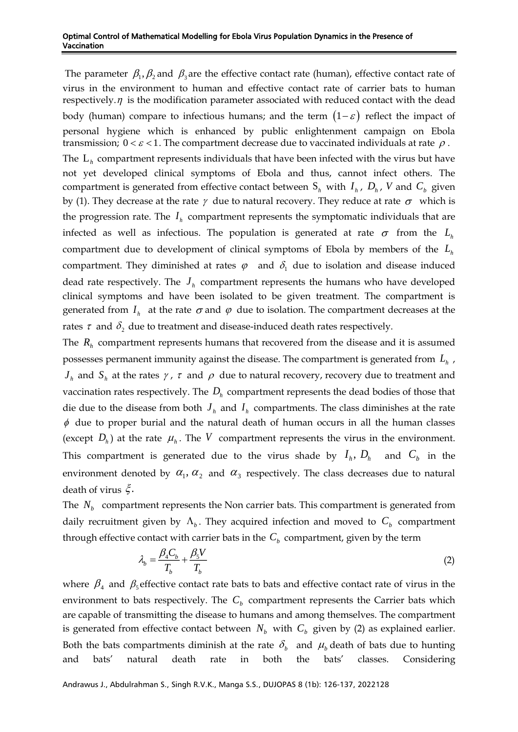The parameter $\beta_1, \beta_2$ and $\beta_3$ are the effective contact rate (human), effective contact rate of virus in the environment to human and effective contact rate of carrier bats to human respectively. $\eta$ is the modification parameter associated with reduced contact with the dead body (human) compare to infectious humans; and the term $(1-\varepsilon)$ reflect the impact of personal hygiene which is enhanced by public enlightenment campaign on Ebola transmission; $0 < \varepsilon < 1$. The compartment decrease due to vaccinated individuals at rate $\rho$.

The $L_h$ compartment represents individuals that have been infected with the virus but have not yet developed clinical symptoms of Ebola and thus, cannot infect others. The compartment is generated from effective contact between $S_h$ with $I_h$, $D_h$, $V$ and $C_b$ given by (1). They decrease at the rate $\gamma$ due to natural recovery. They reduce at rate $\sigma$ which is the progression rate. The $I_h$ compartment represents the symptomatic individuals that are infected as well as infectious. The population is generated at rate $\sigma$ from the $L_h$ compartment due to development of clinical symptoms of Ebola by members of the $L_h$ compartment. They diminished at rates $\varphi$ and $\delta_1$ due to isolation and disease induced dead rate respectively. The $J_h$ compartment represents the humans who have developed clinical symptoms and have been isolated to be given treatment. The compartment is generated from $I_h$ at the rate $\sigma$ and $\varphi$ due to isolation. The compartment decreases at the rates $\tau$ and $\delta_2$ due to treatment and disease-induced death rates respectively.

The $R_h$ compartment represents humans that recovered from the disease and it is assumed possesses permanent immunity against the disease. The compartment is generated from $L_h$, $J_h$ and $S_h$ at the rates $\gamma$, $\tau$ and $\rho$ due to natural recovery, recovery due to treatment and vaccination rates respectively. The $D_h$ compartment represents the dead bodies of those that die due to the disease from both $J_h$ and $I_h$ compartments. The class diminishes at the rate $\phi$ due to proper burial and the natural death of human occurs in all the human classes (except $D_h$) at the rate $\mu_h$. The $V$ compartment represents the virus in the environment. This compartment is generated due to the virus shade by $I_h$, $D_h$ and $C_b$ in the environment denoted by $\alpha_1, \alpha_2$ and $\alpha_3$ respectively. The class decreases due to natural death of virus $\xi$.

The $N_b$ compartment represents the Non carrier bats. This compartment is generated from daily recruitment given by $\Lambda_b$. They acquired infection and moved to $C_b$ compartment through effective contact with carrier bats in the $C_b$ compartment, given by the term

$$\lambda_b = \frac{\beta_4 C_b}{T_b} + \frac{\beta_5 V}{T_b} \tag{2}$$

where $\beta_4$ and $\beta_5$ effective contact rate bats to bats and effective contact rate of virus in the environment to bats respectively. The $C_b$ compartment represents the Carrier bats which are capable of transmitting the disease to humans and among themselves. The compartment is generated from effective contact between $N_b$ with $C_b$ given by (2) as explained earlier. Both the bats compartments diminish at the rate $\delta_b$ and $\mu_b$ death of bats due to hunting and bats' natural death rate in both the bats' classes. Considering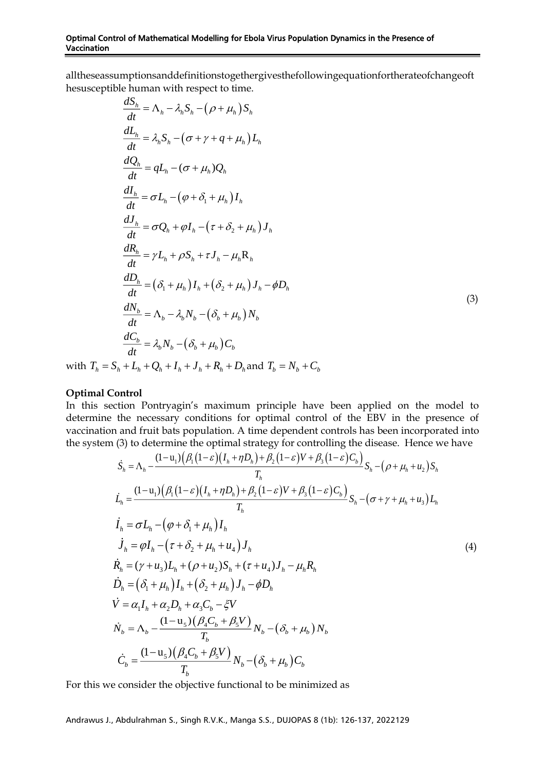alltheseassumptionsanddefinitionstogethergivesthefollowingequationfortherateofchangeofthesusceptible human with respect to time.

$$
\begin{aligned}
\frac{dS_h}{dt} &= \Lambda_h - \lambda_h S_h - \left(\rho + \mu_h\right) S_h \\
\frac{dL_h}{dt} &= \lambda_h S_h - \left(\sigma + \gamma + q + \mu_h\right) L_h \\
\frac{dQ_h}{dt} &= qL_h - (\sigma + \mu_h) Q_h \\
\frac{dI_h}{dt} &= \sigma L_h - \left(\varphi + \delta_1 + \mu_h\right) I_h \\
\frac{dJ_h}{dt} &= \sigma Q_h + \varphi I_h - \left(\tau + \delta_2 + \mu_h\right) J_h \\
\frac{dR_h}{dt} &= \gamma L_h + \rho S_h + \tau J_h - \mu_h R_h \\
\frac{dD_h}{dt} &= \left(\delta_1 + \mu_h\right) I_h + \left(\delta_2 + \mu_h\right) J_h - \phi D_h \\
\frac{dN_b}{dt} &= \Lambda_b - \lambda_b N_b - \left(\delta_b + \mu_b\right) N_b \\
\frac{dC_b}{dt} &= \lambda_b N_b - \left(\delta_b + \mu_b\right) C_b
\end{aligned}
\tag{3}
$$

with $T_h = S_h + L_h + Q_h + I_h + J_h + R_h + D_h$ and $T_b = N_b + C_b$

**Optimal Control**

In this section Pontryagin's maximum principle have been applied on the model to determine the necessary conditions for optimal control of the EBV in the presence of vaccination and fruit bats population. A time dependent controls has been incorporated into the system (3) to determine the optimal strategy for controlling the disease. Hence we have

$$
\begin{aligned}
\dot{S}_h &= \Lambda_h - \frac{(1-u_1)\left(\beta_1(1-\varepsilon)(I_h + \eta D_h) + \beta_2(1-\varepsilon)V + \beta_3(1-\varepsilon)C_b\right)}{T_h} S_h - \left(\rho + \mu_h + u_2\right) S_h \\
\dot{L}_h &= \frac{(1-u_1)\left(\beta_1(1-\varepsilon)(I_h + \eta D_h) + \beta_2(1-\varepsilon)V + \beta_3(1-\varepsilon)C_b\right)}{T_h} S_h - \left(\sigma + \gamma + \mu_h + u_3\right) L_h \\
\dot{I}_h &= \sigma L_h - \left(\varphi + \delta_1 + \mu_h\right) I_h \\
\dot{J}_h &= \varphi I_h - \left(\tau + \delta_2 + \mu_h + u_4\right) J_h \\
\dot{R}_h &= (\gamma + u_3) L_h + (\rho + u_2) S_h + (\tau + u_4) J_h - \mu_h R_h \\
\dot{D}_h &= \left(\delta_1 + \mu_h\right) I_h + \left(\delta_2 + \mu_h\right) J_h - \phi D_h \\
\dot{V} &= \alpha_1 I_h + \alpha_2 D_h + \alpha_3 C_b - \xi V \\
\dot{N}_b &= \Lambda_b - \frac{(1-u_5)\left(\beta_4 C_b + \beta_5 V\right)}{T_b} N_b - \left(\delta_b + \mu_b\right) N_b \\
\dot{C}_b &= \frac{(1-u_5)\left(\beta_4 C_b + \beta_5 V\right)}{T_b} N_b - \left(\delta_b + \mu_b\right) C_b
\end{aligned}
\tag{4}
$$

For this we consider the objective functional to be minimized as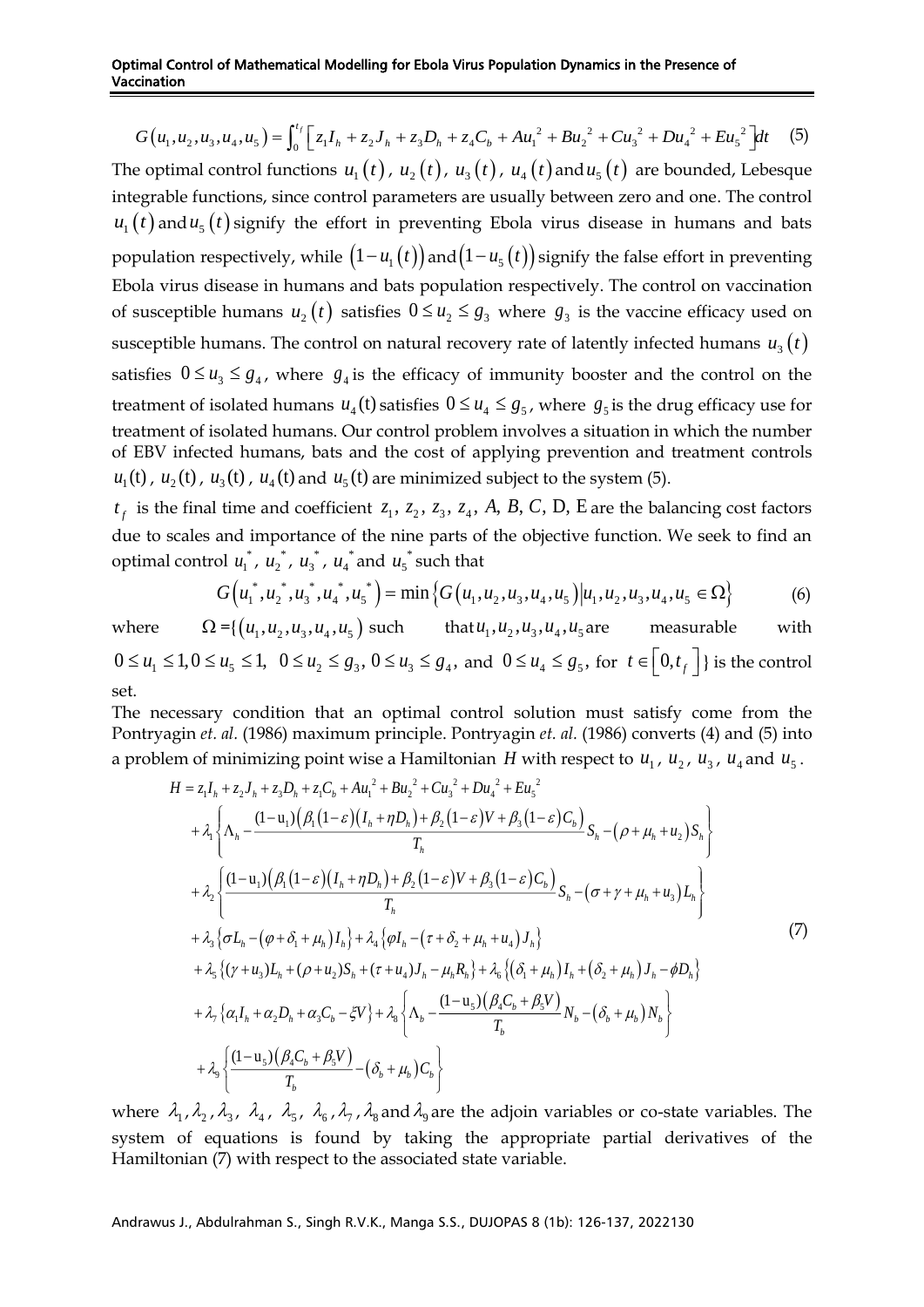$$G\left(u_1,u_2,u_3,u_4,u_5\right)=\int_0^{t_f}\left[z_1I_h+z_2J_h+z_3D_h+z_4C_b+Au_1^{\,2}+Bu_2^{\,2}+Cu_3^{\,2}+Du_4^{\,2}+Eu_5^{\,2}\right]dt \quad (5)$$

The optimal control functions $u_1(t)$, $u_2(t)$, $u_3(t)$, $u_4(t)$ and $u_5(t)$ are bounded, Lebesque integrable functions, since control parameters are usually between zero and one. The control $u_1(t)$ and $u_5(t)$ signify the effort in preventing Ebola virus disease in humans and bats population respectively, while $(1-u_1(t))$ and $(1-u_5(t))$ signify the false effort in preventing Ebola virus disease in humans and bats population respectively. The control on vaccination of susceptible humans $u_2(t)$ satisfies $0 \le u_2 \le g_3$ where $g_3$ is the vaccine efficacy used on susceptible humans. The control on natural recovery rate of latently infected humans $u_3(t)$ satisfies $0 \le u_3 \le g_4$, where $g_4$ is the efficacy of immunity booster and the control on the treatment of isolated humans $u_4(\text{t})$ satisfies $0 \le u_4 \le g_5$, where $g_5$ is the drug efficacy use for treatment of isolated humans. Our control problem involves a situation in which the number of EBV infected humans, bats and the cost of applying prevention and treatment controls $u_1(\text{t})$, $u_2(\text{t})$, $u_3(\text{t})$, $u_4(\text{t})$ and $u_5(\text{t})$ are minimized subject to the system (5).

$t_f$ is the final time and coefficient $z_1$, $z_2$, $z_3$, $z_4$, $A$, $B$, $C$, D, E are the balancing cost factors due to scales and importance of the nine parts of the objective function. We seek to find an optimal control $u_1^*$, $u_2^*$, $u_3^*$, $u_4^*$ and $u_5^*$ such that

$$G\left(u_1^*,u_2^*,u_3^*,u_4^*,u_5^*\right)=\min\left\{G\left(u_1,u_2,u_3,u_4,u_5\right)\middle|u_1,u_2,u_3,u_4,u_5\in\Omega\right\} \quad (6)$$

where $\Omega=\{\left(u_1,u_2,u_3,u_4,u_5\right)$ such that $u_1,u_2,u_3,u_4,u_5$ are measurable with $0\le u_1\le 1, 0\le u_5\le 1,\ 0\le u_2\le g_3,\ 0\le u_3\le g_4,$ and $0\le u_4\le g_5$, for $t\in\left[0,t_f\right]\}$ is the control set.

The necessary condition that an optimal control solution must satisfy come from the Pontryagin *et. al.* (1986) maximum principle. Pontryagin *et. al.* (1986) converts (4) and (5) into a problem of minimizing point wise a Hamiltonian $H$ with respect to $u_1$, $u_2$, $u_3$, $u_4$ and $u_5$.

$$\begin{aligned}
H &= z_1I_h+z_2J_h+z_3D_h+z_1C_b+Au_1^{\,2}+Bu_2^{\,2}+Cu_3^{\,2}+Du_4^{\,2}+Eu_5^{\,2}\\
&+\lambda_1\left\{\Lambda_h-\frac{(1-\text{u}_1)\left(\beta_1(1-\varepsilon)\left(I_h+\eta D_h\right)+\beta_2(1-\varepsilon)V+\beta_3(1-\varepsilon)C_b\right)}{T_h}S_h-\left(\rho+\mu_h+u_2\right)S_h\right\}\\
&+\lambda_2\left\{\frac{(1-\text{u}_1)\left(\beta_1(1-\varepsilon)\left(I_h+\eta D_h\right)+\beta_2(1-\varepsilon)V+\beta_3(1-\varepsilon)C_b\right)}{T_h}S_h-\left(\sigma+\gamma+\mu_h+u_3\right)L_h\right\}\\
&+\lambda_3\left\{\sigma L_h-\left(\varphi+\delta_1+\mu_h\right)I_h\right\}+\lambda_4\left\{\varphi I_h-\left(\tau+\delta_2+\mu_h+u_4\right)J_h\right\}\\
&+\lambda_5\left\{(\gamma+u_3)L_h+(\rho+u_2)S_h+(\tau+u_4)J_h-\mu_hR_h\right\}+\lambda_6\left\{\left(\delta_1+\mu_h\right)I_h+\left(\delta_2+\mu_h\right)J_h-\phi D_h\right\}\\
&+\lambda_7\left\{\alpha_1I_h+\alpha_2D_h+\alpha_3C_b-\xi V\right\}+\lambda_8\left\{\Lambda_b-\frac{(1-\text{u}_5)\left(\beta_4C_b+\beta_5V\right)}{T_b}N_b-\left(\delta_b+\mu_b\right)N_b\right\}\\
&+\lambda_9\left\{\frac{(1-\text{u}_5)\left(\beta_4C_b+\beta_5V\right)}{T_b}-\left(\delta_b+\mu_b\right)C_b\right\}
\end{aligned} \quad (7)$$

where $\lambda_1,\lambda_2,\lambda_3,\ \lambda_4,\ \lambda_5,\ \lambda_6,\lambda_7,\lambda_8$ and $\lambda_9$ are the adjoin variables or co-state variables. The system of equations is found by taking the appropriate partial derivatives of the Hamiltonian (7) with respect to the associated state variable.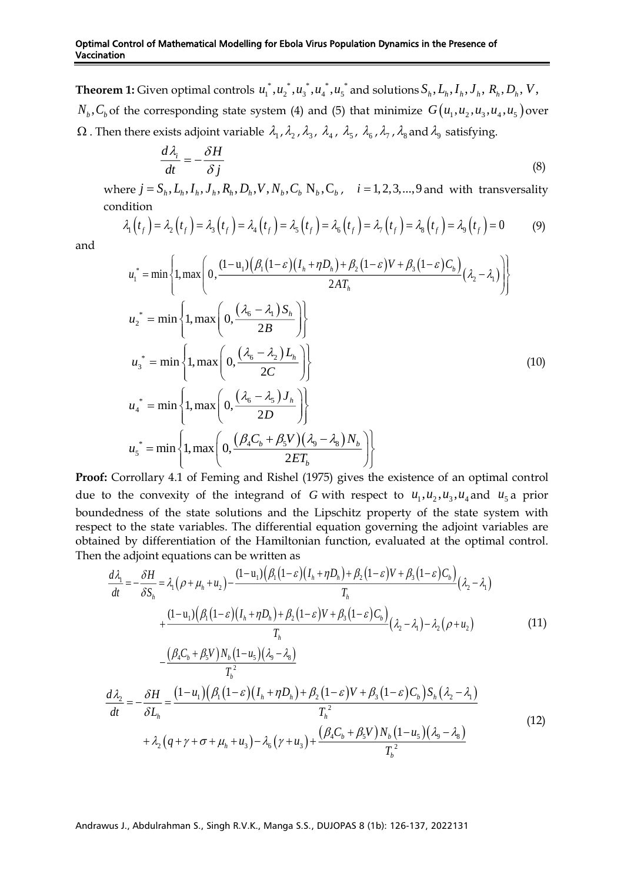**Theorem 1:** Given optimal controls $u_1^*, u_2^*, u_3^*, u_4^*, u_5^*$ and solutions $S_h, L_h, I_h, J_h, R_h, D_h, V$, $N_b, C_b$ of the corresponding state system (4) and (5) that minimize $G(u_1, u_2, u_3, u_4, u_5)$ over $\Omega$. Then there exists adjoint variable $\lambda_1, \lambda_2, \lambda_3, \lambda_4, \lambda_5, \lambda_6, \lambda_7, \lambda_8$ and $\lambda_9$ satisfying.

$$\frac{d\lambda_i}{dt} = -\frac{\delta H}{\delta j} \tag{8}$$

where $j = S_h, L_h, I_h, J_h, R_h, D_h, V, N_b, C_b$ $\mathrm{N}_b, \mathrm{C}_b$, $i = 1, 2, 3, \ldots, 9$ and with transversality condition

$$\lambda_1(t_f) = \lambda_2(t_f) = \lambda_3(t_f) = \lambda_4(t_f) = \lambda_5(t_f) = \lambda_6(t_f) = \lambda_7(t_f) = \lambda_8(t_f) = \lambda_9(t_f) = 0 \tag{9}$$

and

$$\begin{aligned}
u_1^* &= \min\left\{1, \max\left(0, \frac{(1-\mathrm{u}_1)\left(\beta_1(1-\varepsilon)(I_h+\eta D_h)+\beta_2(1-\varepsilon)V+\beta_3(1-\varepsilon)C_b\right)}{2AT_h}(\lambda_2-\lambda_1)\right)\right\} \\
u_2^* &= \min\left\{1, \max\left(0, \frac{(\lambda_6-\lambda_1)S_h}{2B}\right)\right\} \\
u_3^* &= \min\left\{1, \max\left(0, \frac{(\lambda_6-\lambda_2)L_h}{2C}\right)\right\} \\
u_4^* &= \min\left\{1, \max\left(0, \frac{(\lambda_6-\lambda_5)J_h}{2D}\right)\right\} \\
u_5^* &= \min\left\{1, \max\left(0, \frac{(\beta_4 C_b+\beta_5 V)(\lambda_9-\lambda_8)N_b}{2ET_b}\right)\right\}
\end{aligned} \tag{10}$$

**Proof:** Corrollary 4.1 of Feming and Rishel (1975) gives the existence of an optimal control due to the convexity of the integrand of $G$ with respect to $u_1, u_2, u_3, u_4$ and $u_5$ a prior boundedness of the state solutions and the Lipschitz property of the state system with respect to the state variables. The differential equation governing the adjoint variables are obtained by differentiation of the Hamiltonian function, evaluated at the optimal control. Then the adjoint equations can be written as

$$\begin{aligned}
\frac{d\lambda_1}{dt} = -\frac{\delta H}{\delta S_h} &= \lambda_1(\rho+\mu_h+u_2) - \frac{(1-\mathrm{u}_1)\left(\beta_1(1-\varepsilon)(I_h+\eta D_h)+\beta_2(1-\varepsilon)V+\beta_3(1-\varepsilon)C_b\right)}{T_h}(\lambda_2-\lambda_1) \\
&+ \frac{(1-\mathrm{u}_1)\left(\beta_1(1-\varepsilon)(I_h+\eta D_h)+\beta_2(1-\varepsilon)V+\beta_3(1-\varepsilon)C_b\right)}{T_h}(\lambda_2-\lambda_1) - \lambda_2(\rho+u_2) \\
&- \frac{(\beta_4 C_b+\beta_5 V)N_b(1-u_5)(\lambda_9-\lambda_8)}{T_b^2}
\end{aligned} \tag{11}$$

$$\begin{aligned}
\frac{d\lambda_2}{dt} = -\frac{\delta H}{\delta L_h} &= \frac{(1-u_1)\left(\beta_1(1-\varepsilon)(I_h+\eta D_h)+\beta_2(1-\varepsilon)V+\beta_3(1-\varepsilon)C_b\right)S_h(\lambda_2-\lambda_1)}{T_h^{\,2}} \\
&+ \lambda_2(q+\gamma+\sigma+\mu_h+u_3) - \lambda_6(\gamma+u_3) + \frac{(\beta_4 C_b+\beta_5 V)N_b(1-u_5)(\lambda_9-\lambda_8)}{T_b^{\,2}}
\end{aligned} \tag{12}$$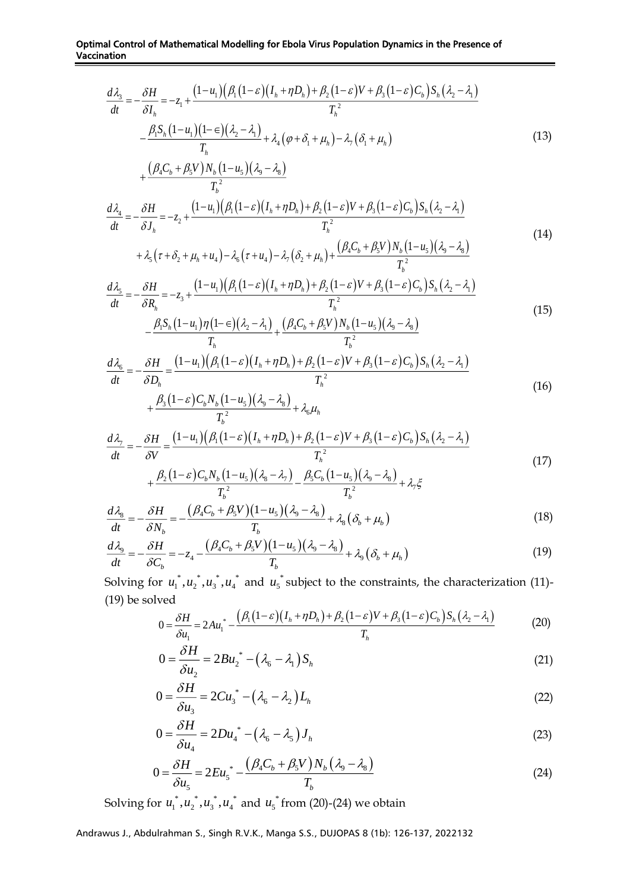$$\frac{d\lambda_3}{dt} = -\frac{\delta H}{\delta I_h} = -z_1 + \frac{(1-u_1)\left(\beta_1(1-\varepsilon)(I_h+\eta D_h)+\beta_2(1-\varepsilon)V+\beta_3(1-\varepsilon)C_b\right)S_h(\lambda_2-\lambda_1)}{T_h^{\,2}}$$
$$-\frac{\beta_1 S_h(1-u_1)(1-\in)(\lambda_2-\lambda_1)}{T_h}+\lambda_4(\varphi+\delta_1+\mu_h)-\lambda_7(\delta_1+\mu_h) \tag{13}$$
$$+\frac{(\beta_4 C_b+\beta_5 V)N_b(1-u_5)(\lambda_9-\lambda_8)}{T_b^{\,2}}$$

$$\frac{d\lambda_4}{dt} = -\frac{\delta H}{\delta J_h} = -z_2 + \frac{(1-u_1)\left(\beta_1(1-\varepsilon)(I_h+\eta D_h)+\beta_2(1-\varepsilon)V+\beta_3(1-\varepsilon)C_b\right)S_h(\lambda_2-\lambda_1)}{T_h^{\,2}}$$
$$+\lambda_5(\tau+\delta_2+\mu_h+u_4)-\lambda_6(\tau+u_4)-\lambda_7(\delta_2+\mu_h)+\frac{(\beta_4 C_b+\beta_5 V)N_b(1-u_5)(\lambda_9-\lambda_8)}{T_b^{\,2}} \tag{14}$$

$$\frac{d\lambda_5}{dt} = -\frac{\delta H}{\delta R_h} = -z_3 + \frac{(1-u_1)\left(\beta_1(1-\varepsilon)(I_h+\eta D_h)+\beta_2(1-\varepsilon)V+\beta_3(1-\varepsilon)C_b\right)S_h(\lambda_2-\lambda_1)}{T_h^{\,2}}$$
$$-\frac{\beta_1 S_h(1-u_1)\eta(1-\in)(\lambda_2-\lambda_1)}{T_h}+\frac{(\beta_4 C_b+\beta_5 V)N_b(1-u_5)(\lambda_9-\lambda_8)}{T_b^{\,2}} \tag{15}$$

$$\frac{d\lambda_6}{dt} = -\frac{\delta H}{\delta D_h} = \frac{(1-u_1)\left(\beta_1(1-\varepsilon)(I_h+\eta D_h)+\beta_2(1-\varepsilon)V+\beta_3(1-\varepsilon)C_b\right)S_h(\lambda_2-\lambda_1)}{T_h^{\,2}}$$
$$+\frac{\beta_3(1-\varepsilon)C_b N_b(1-u_5)(\lambda_9-\lambda_8)}{T_b^{\,2}}+\lambda_6\mu_h \tag{16}$$

$$\frac{d\lambda_7}{dt} = -\frac{\delta H}{\delta V} = \frac{(1-u_1)\left(\beta_1(1-\varepsilon)(I_h+\eta D_h)+\beta_2(1-\varepsilon)V+\beta_3(1-\varepsilon)C_b\right)S_h(\lambda_2-\lambda_1)}{T_h^{\,2}}$$
$$+\frac{\beta_2(1-\varepsilon)C_b N_b(1-u_5)(\lambda_8-\lambda_7)}{T_b^{\,2}}-\frac{\beta_5 C_b(1-u_5)(\lambda_9-\lambda_8)}{T_b^{\,2}}+\lambda_7\xi \tag{17}$$

$$\frac{d\lambda_8}{dt} = -\frac{\delta H}{\delta N_b} = -\frac{(\beta_4 C_b+\beta_5 V)(1-u_5)(\lambda_9-\lambda_8)}{T_b}+\lambda_8(\delta_b+\mu_b) \tag{18}$$

$$\frac{d\lambda_9}{dt} = -\frac{\delta H}{\delta C_b} = -z_4-\frac{(\beta_4 C_b+\beta_5 V)(1-u_5)(\lambda_9-\lambda_8)}{T_b}+\lambda_9(\delta_b+\mu_h) \tag{19}$$

Solving for $u_1^*, u_2^*, u_3^*, u_4^*$ and $u_5^*$ subject to the constraints, the characterization (11)-(19) be solved

$$0=\frac{\delta H}{\delta u_1}=2Au_1^*-\frac{\left(\beta_1(1-\varepsilon)(I_h+\eta D_h)+\beta_2(1-\varepsilon)V+\beta_3(1-\varepsilon)C_b\right)S_h(\lambda_2-\lambda_1)}{T_h} \tag{20}$$

$$0=\frac{\delta H}{\delta u_2}=2Bu_2^*-(\lambda_6-\lambda_1)S_h \tag{21}$$

$$0=\frac{\delta H}{\delta u_3}=2Cu_3^*-(\lambda_6-\lambda_2)L_h \tag{22}$$

$$0=\frac{\delta H}{\delta u_4}=2Du_4^*-(\lambda_6-\lambda_5)J_h \tag{23}$$

$$0=\frac{\delta H}{\delta u_5}=2Eu_5^*-\frac{(\beta_4 C_b+\beta_5 V)N_b(\lambda_9-\lambda_8)}{T_b} \tag{24}$$

Solving for $u_1^*, u_2^*, u_3^*, u_4^*$ and $u_5^*$ from (20)-(24) we obtain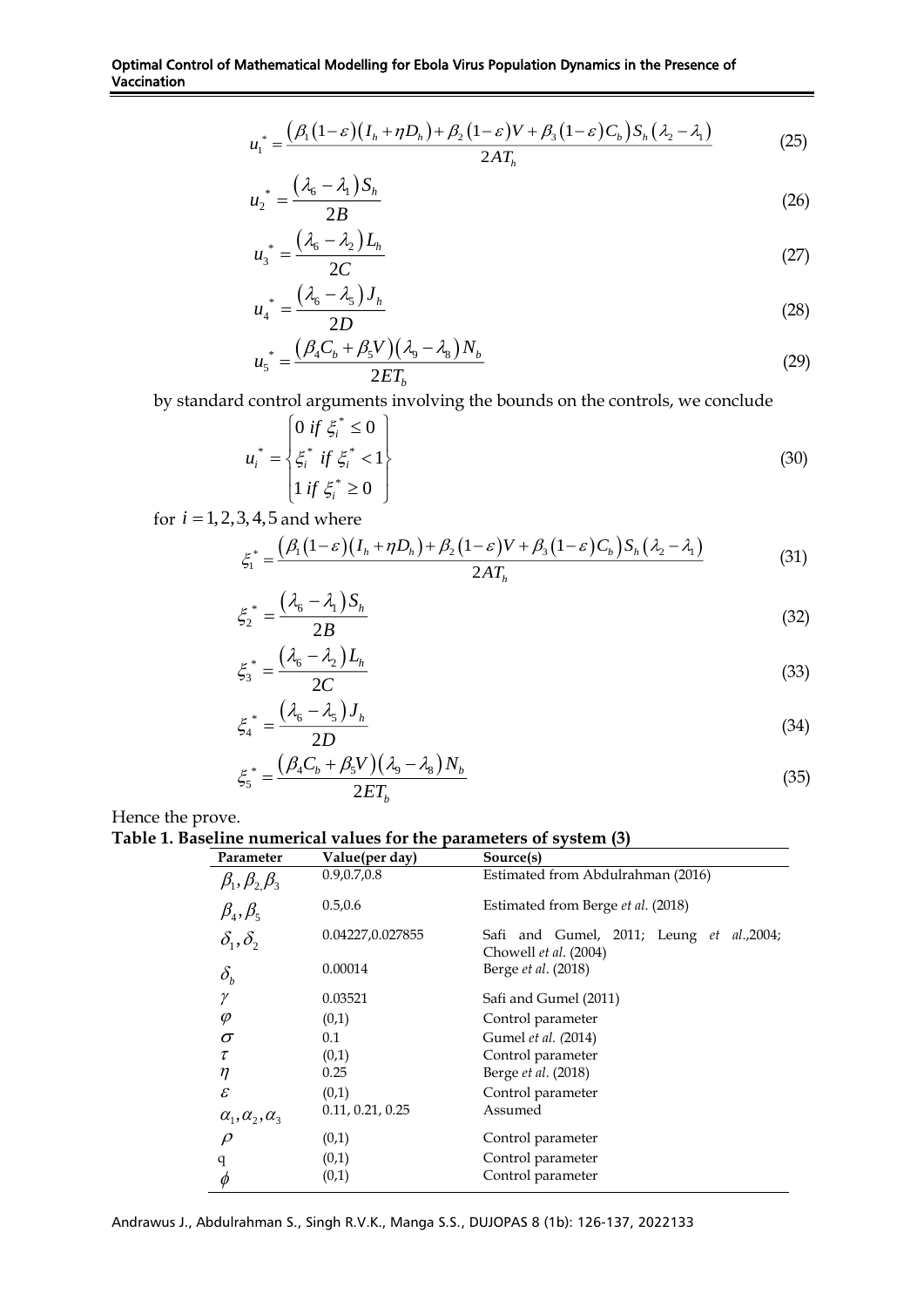$$u_1^* = \frac{\left(\beta_1(1-\varepsilon)\left(I_h + \eta D_h\right) + \beta_2(1-\varepsilon)V + \beta_3(1-\varepsilon)C_b\right)S_h\left(\lambda_2 - \lambda_1\right)}{2AT_h} \tag{25}$$

$$u_2^* = \frac{\left(\lambda_6 - \lambda_1\right)S_h}{2B} \tag{26}$$

$$u_3^* = \frac{\left(\lambda_6 - \lambda_2\right)L_h}{2C} \tag{27}$$

$$u_4^* = \frac{\left(\lambda_6 - \lambda_5\right)J_h}{2D} \tag{28}$$

$$u_5^* = \frac{\left(\beta_4 C_b + \beta_5 V\right)\left(\lambda_9 - \lambda_8\right)N_b}{2ET_b} \tag{29}$$

by standard control arguments involving the bounds on the controls, we conclude

$$u_i^* = \begin{Bmatrix} 0 \ if \ \xi_i^* \le 0 \\ \xi_i^* \ if \ \xi_i^* < 1 \\ 1 \ if \ \xi_i^* \ge 0 \end{Bmatrix} \tag{30}$$

for $i = 1, 2, 3, 4, 5$ and where

$$\xi_1^* = \frac{\left(\beta_1(1-\varepsilon)\left(I_h + \eta D_h\right) + \beta_2(1-\varepsilon)V + \beta_3(1-\varepsilon)C_b\right)S_h\left(\lambda_2 - \lambda_1\right)}{2AT_h} \tag{31}$$

$$\xi_2^* = \frac{\left(\lambda_6 - \lambda_1\right)S_h}{2B} \tag{32}$$

$$\xi_3^* = \frac{\left(\lambda_6 - \lambda_2\right)L_h}{2C} \tag{33}$$

$$\xi_4^* = \frac{\left(\lambda_6 - \lambda_5\right)J_h}{2D} \tag{34}$$

$$\xi_5^* = \frac{\left(\beta_4 C_b + \beta_5 V\right)\left(\lambda_9 - \lambda_8\right)N_b}{2ET_b} \tag{35}$$

Hence the prove.

**Table 1. Baseline numerical values for the parameters of system (3)**

| Parameter | Value(per day) | Source(s) |
|---|---|---|
| $\beta_1, \beta_2, \beta_3$ | 0.9,0.7,0.8 | Estimated from Abdulrahman (2016) |
| $\beta_4, \beta_5$ | 0.5,0.6 | Estimated from Berge *et al.* (2018) |
| $\delta_1, \delta_2$ | 0.04227,0.027855 | Safi and Gumel, 2011; Leung *et al.*,2004; Chowell *et al.* (2004) |
| $\delta_b$ | 0.00014 | Berge *et al.* (2018) |
| $\gamma$ | 0.03521 | Safi and Gumel (2011) |
| $\varphi$ | (0,1) | Control parameter |
| $\sigma$ | 0.1 | Gumel *et al. (*2014) |
| $\tau$ | (0,1) | Control parameter |
| $\eta$ | 0.25 | Berge *et al.* (2018) |
| $\varepsilon$ | (0,1) | Control parameter |
| $\alpha_1, \alpha_2, \alpha_3$ | 0.11, 0.21, 0.25 | Assumed |
| $\rho$ | (0,1) | Control parameter |
| q | (0,1) | Control parameter |
| $\phi$ | (0,1) | Control parameter |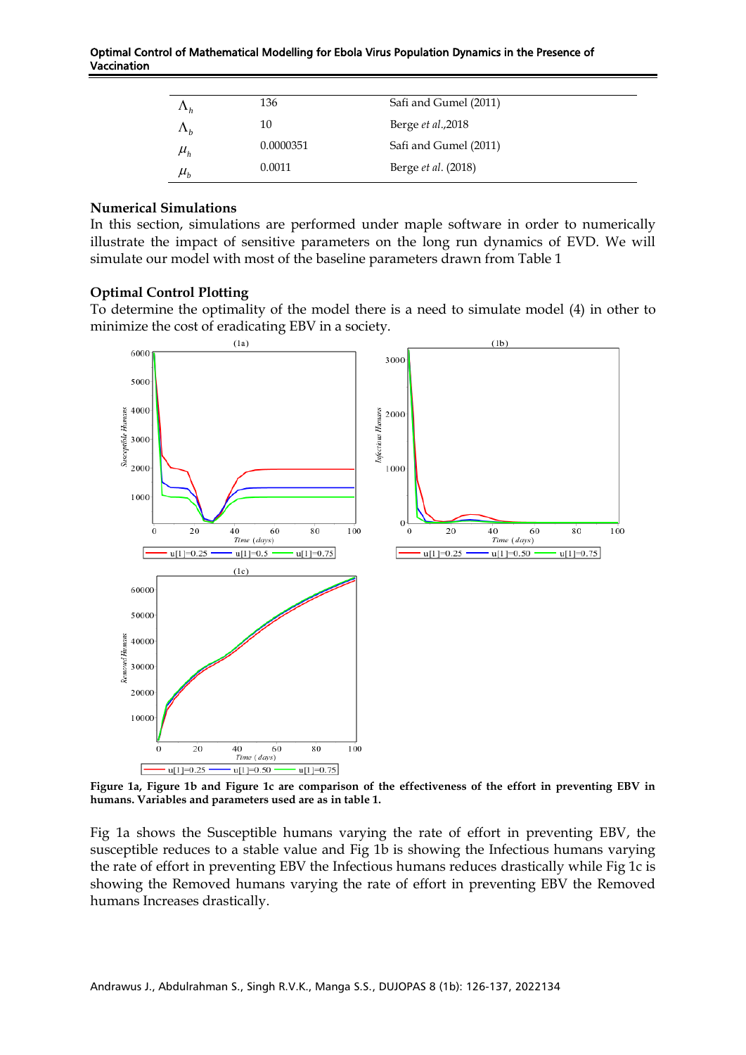| | | |
|---|---|---|
| $\Lambda_h$ | 136 | Safi and Gumel (2011) |
| $\Lambda_b$ | 10 | Berge *et al.*,2018 |
| $\mu_h$ | 0.0000351 | Safi and Gumel (2011) |
| $\mu_b$ | 0.0011 | Berge *et al*. (2018) |

**Numerical Simulations**

In this section, simulations are performed under maple software in order to numerically illustrate the impact of sensitive parameters on the long run dynamics of EVD. We will simulate our model with most of the baseline parameters drawn from Table 1

**Optimal Control Plotting**

To determine the optimality of the model there is a need to simulate model (4) in other to minimize the cost of eradicating EBV in a society.

**Figure 1a, Figure 1b and Figure 1c are comparison of the effectiveness of the effort in preventing EBV in humans. Variables and parameters used are as in table 1.**

Fig 1a shows the Susceptible humans varying the rate of effort in preventing EBV, the susceptible reduces to a stable value and Fig 1b is showing the Infectious humans varying the rate of effort in preventing EBV the Infectious humans reduces drastically while Fig 1c is showing the Removed humans varying the rate of effort in preventing EBV the Removed humans Increases drastically.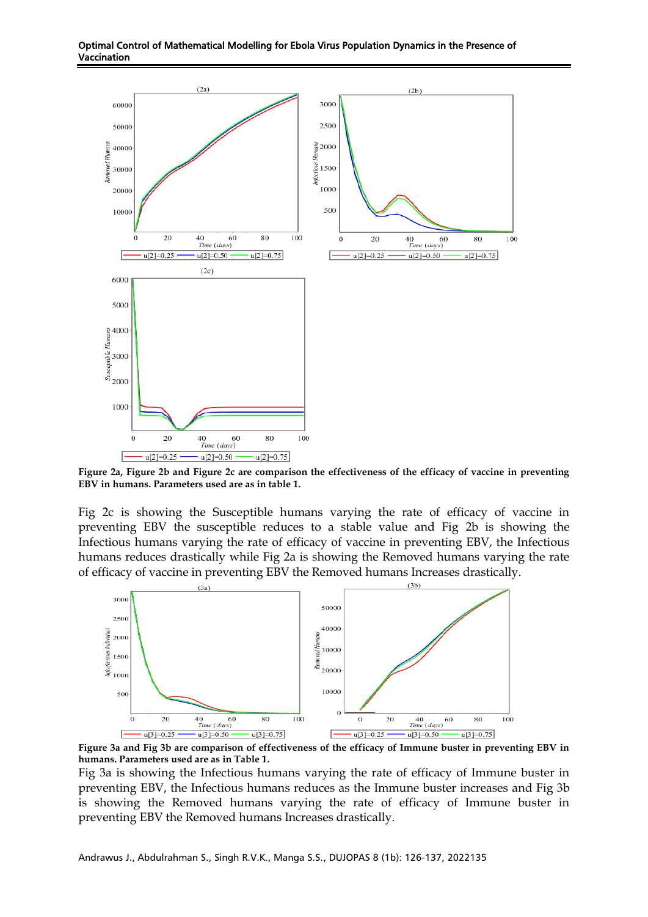**Figure 2a, Figure 2b and Figure 2c are comparison the effectiveness of the efficacy of vaccine in preventing EBV in humans. Parameters used are as in table 1.**

Fig 2c is showing the Susceptible humans varying the rate of efficacy of vaccine in preventing EBV the susceptible reduces to a stable value and Fig 2b is showing the Infectious humans varying the rate of efficacy of vaccine in preventing EBV, the Infectious humans reduces drastically while Fig 2a is showing the Removed humans varying the rate of efficacy of vaccine in preventing EBV the Removed humans Increases drastically.

**Figure 3a and Fig 3b are comparison of effectiveness of the efficacy of Immune buster in preventing EBV in humans. Parameters used are as in Table 1.**

Fig 3a is showing the Infectious humans varying the rate of efficacy of Immune buster in preventing EBV, the Infectious humans reduces as the Immune buster increases and Fig 3b is showing the Removed humans varying the rate of efficacy of Immune buster in preventing EBV the Removed humans Increases drastically.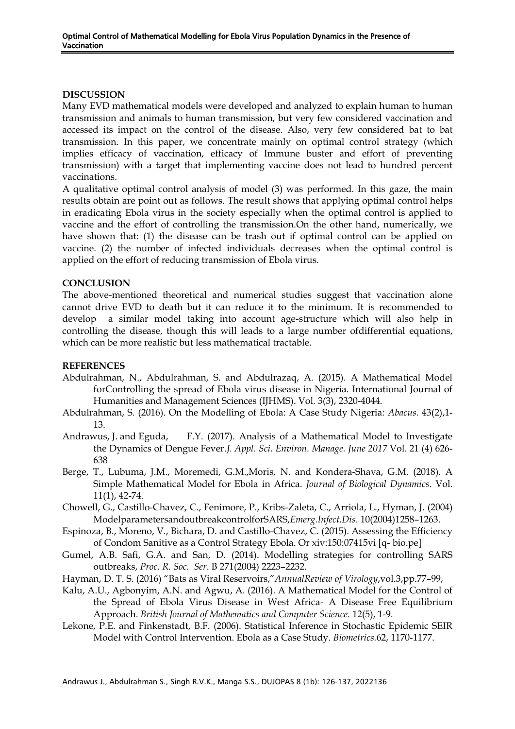## DISCUSSION

Many EVD mathematical models were developed and analyzed to explain human to human transmission and animals to human transmission, but very few considered vaccination and accessed its impact on the control of the disease. Also, very few considered bat to bat transmission. In this paper, we concentrate mainly on optimal control strategy (which implies efficacy of vaccination, efficacy of Immune buster and effort of preventing transmission) with a target that implementing vaccine does not lead to hundred percent vaccinations.

A qualitative optimal control analysis of model (3) was performed. In this gaze, the main results obtain are point out as follows. The result shows that applying optimal control helps in eradicating Ebola virus in the society especially when the optimal control is applied to vaccine and the effort of controlling the transmission.On the other hand, numerically, we have shown that: (1) the disease can be trash out if optimal control can be applied on vaccine. (2) the number of infected individuals decreases when the optimal control is applied on the effort of reducing transmission of Ebola virus.

## CONCLUSION

The above-mentioned theoretical and numerical studies suggest that vaccination alone cannot drive EVD to death but it can reduce it to the minimum. It is recommended to develop a similar model taking into account age-structure which will also help in controlling the disease, though this will leads to a large number ofdifferential equations, which can be more realistic but less mathematical tractable.

## REFERENCES

Abdulrahman, N., Abdulrahman, S. and Abdulrazaq, A. (2015). A Mathematical Model forControlling the spread of Ebola virus disease in Nigeria. International Journal of Humanities and Management Sciences (IJHMS). Vol. 3(3), 2320-4044.

Abdulrahman, S. (2016). On the Modelling of Ebola: A Case Study Nigeria: *Abacus.* 43(2),1-13.

Andrawus, J. and Eguda, F.Y. (2017). Analysis of a Mathematical Model to Investigate the Dynamics of Dengue Fever.*J. Appl. Sci. Environ. Manage. June 2017* Vol. 21 (4) 626-638

Berge, T., Lubuma, J.M., Moremedi, G.M.,Moris, N. and Kondera-Shava, G.M. (2018). A Simple Mathematical Model for Ebola in Africa. *Journal of Biological Dynamics.* Vol. 11(1), 42-74.

Chowell, G., Castillo-Chavez, C., Fenimore, P., Kribs-Zaleta, C., Arriola, L., Hyman, J. (2004) ModelparametersandoutbreakcontrolforSARS,*Emerg.Infect.Dis*. 10(2004)1258–1263.

Espinoza, B., Moreno, V., Bichara, D. and Castillo-Chavez, C. (2015). Assessing the Efficiency of Condom Sanitive as a Control Strategy Ebola. Or xiv:150:07415vi [q- bio.pe]

Gumel, A.B. Safi, G.A. and San, D. (2014). Modelling strategies for controlling SARS outbreaks, *Proc. R. Soc. Ser*. B 271(2004) 2223–2232.

Hayman, D. T. S. (2016) "Bats as Viral Reservoirs,"*AnnualReview of Virology*,vol.3,pp.77–99,

Kalu, A.U., Agbonyim, A.N. and Agwu, A. (2016). A Mathematical Model for the Control of the Spread of Ebola Virus Disease in West Africa- A Disease Free Equilibrium Approach. *British Journal of Mathematics and Computer Science.* 12(5), 1-9.

Lekone, P.E. and Finkenstadt, B.F. (2006). Statistical Inference in Stochastic Epidemic SEIR Model with Control Intervention. Ebola as a Case Study. *Biometrics*.62, 1170-1177.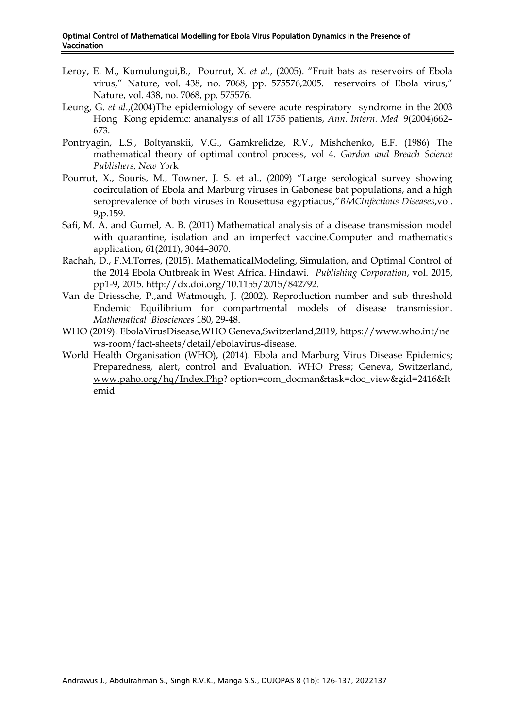Leroy, E. M., Kumulungui,B., Pourrut, X. *et al*., (2005). "Fruit bats as reservoirs of Ebola virus," Nature, vol. 438, no. 7068, pp. 575576,2005. reservoirs of Ebola virus," Nature, vol. 438, no. 7068, pp. 575576.

Leung, G. *et al*.,(2004)The epidemiology of severe acute respiratory syndrome in the 2003 Hong Kong epidemic: ananalysis of all 1755 patients, *Ann. Intern. Med.* 9(2004)662–673.

Pontryagin, L.S., Boltyanskii, V.G., Gamkrelidze, R.V., Mishchenko, E.F. (1986) The mathematical theory of optimal control process, vol 4. *Gordon and Breach Science Publishers, New Yor*k

Pourrut, X., Souris, M., Towner, J. S. et al., (2009) "Large serological survey showing cocirculation of Ebola and Marburg viruses in Gabonese bat populations, and a high seroprevalence of both viruses in Rousettusa egyptiacus,"*BMCInfectious Diseases*,vol. 9,p.159.

Safi, M. A. and Gumel, A. B. (2011) Mathematical analysis of a disease transmission model with quarantine, isolation and an imperfect vaccine.Computer and mathematics application, 61(2011), 3044–3070.

Rachah, D., F.M.Torres, (2015). MathematicalModeling, Simulation, and Optimal Control of the 2014 Ebola Outbreak in West Africa. Hindawi. *Publishing Corporation*, vol. 2015, pp1-9, 2015. http://dx.doi.org/10.1155/2015/842792.

Van de Driessche, P.,and Watmough, J. (2002). Reproduction number and sub threshold Endemic Equilibrium for compartmental models of disease transmission. *Mathematical Biosciences* 180, 29-48.

WHO (2019). EbolaVirusDisease,WHO Geneva,Switzerland,2019, https://www.who.int/news-room/fact-sheets/detail/ebolavirus-disease.

World Health Organisation (WHO), (2014). Ebola and Marburg Virus Disease Epidemics; Preparedness, alert, control and Evaluation. WHO Press; Geneva, Switzerland, www.paho.org/hq/Index.Php? option=com_docman&task=doc_view&gid=2416&Itemid